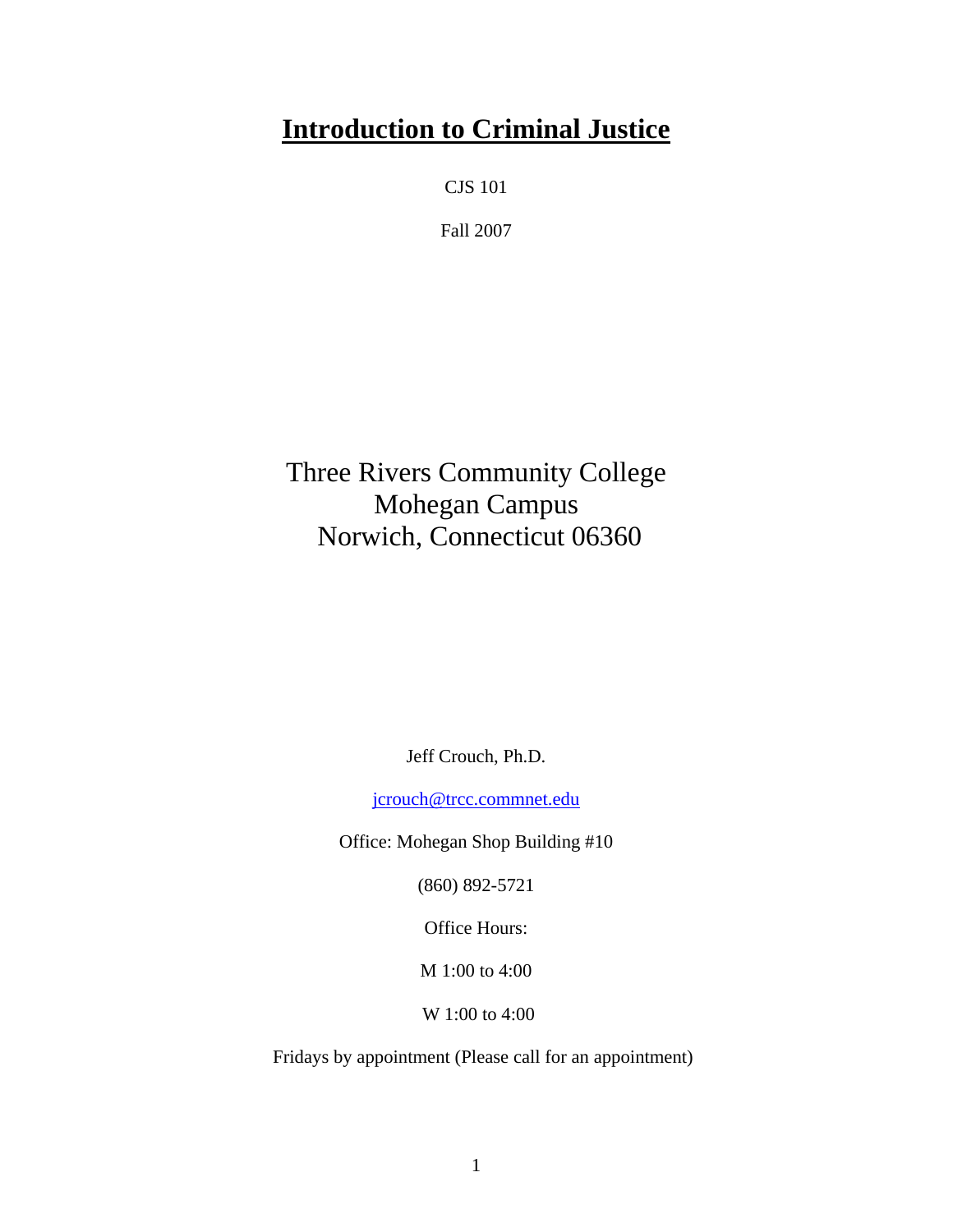# **Introduction to Criminal Justice**

CJS 101

Fall 2007

Three Rivers Community College
Mohegan Campus
Norwich, Connecticut 06360

Jeff Crouch, Ph.D.

jcrouch@trcc.commnet.edu

Office: Mohegan Shop Building #10

(860) 892-5721

Office Hours:

M 1:00 to 4:00

W 1:00 to 4:00

Fridays by appointment (Please call for an appointment)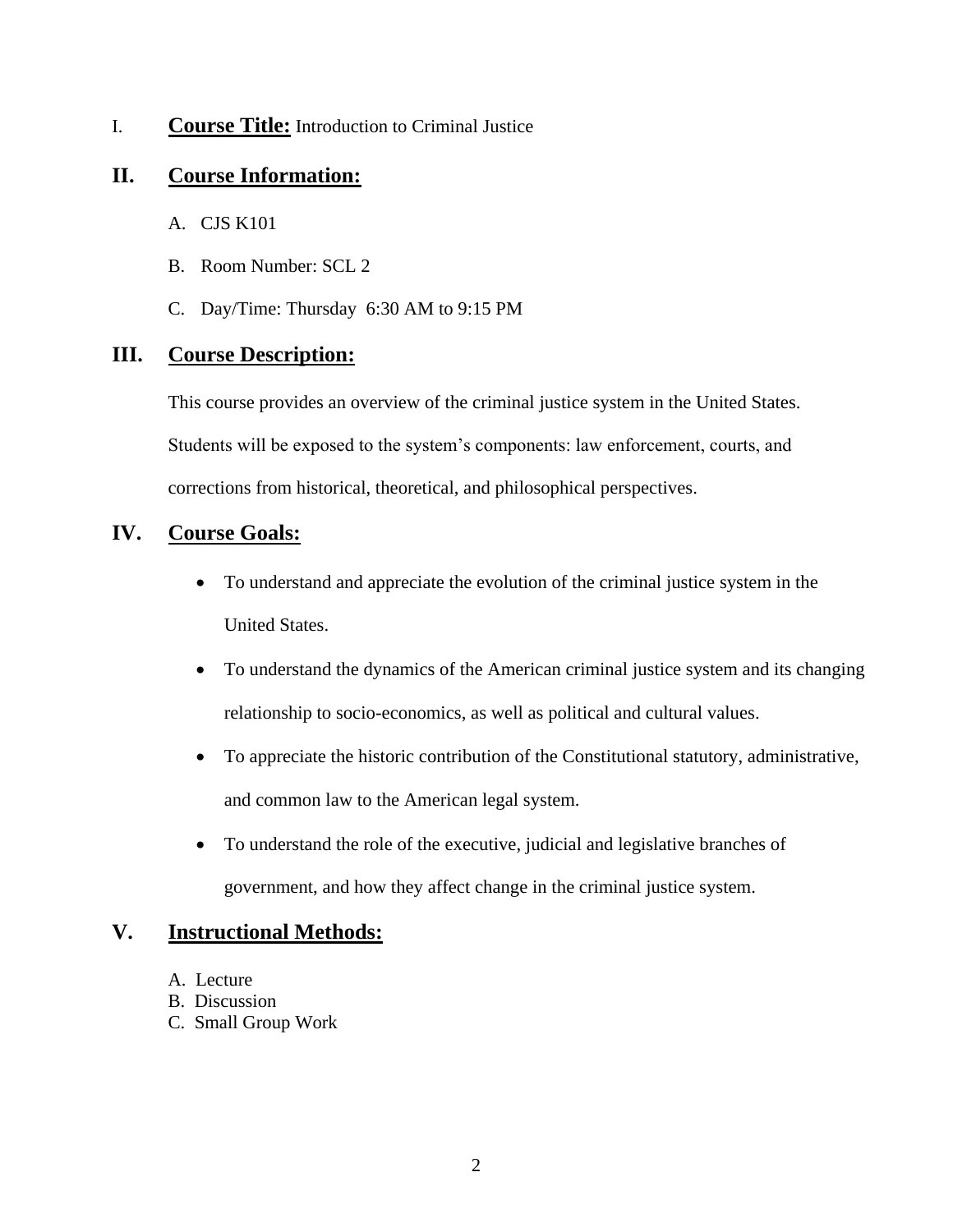## I. Course Title: Introduction to Criminal Justice

## II. Course Information:

A. CJS K101

B. Room Number: SCL 2

C. Day/Time: Thursday 6:30 AM to 9:15 PM

## III. Course Description:

This course provides an overview of the criminal justice system in the United States. Students will be exposed to the system's components: law enforcement, courts, and corrections from historical, theoretical, and philosophical perspectives.

## IV. Course Goals:

- To understand and appreciate the evolution of the criminal justice system in the United States.
- To understand the dynamics of the American criminal justice system and its changing relationship to socio-economics, as well as political and cultural values.
- To appreciate the historic contribution of the Constitutional statutory, administrative, and common law to the American legal system.
- To understand the role of the executive, judicial and legislative branches of government, and how they affect change in the criminal justice system.

## V. Instructional Methods:

A. Lecture
B. Discussion
C. Small Group Work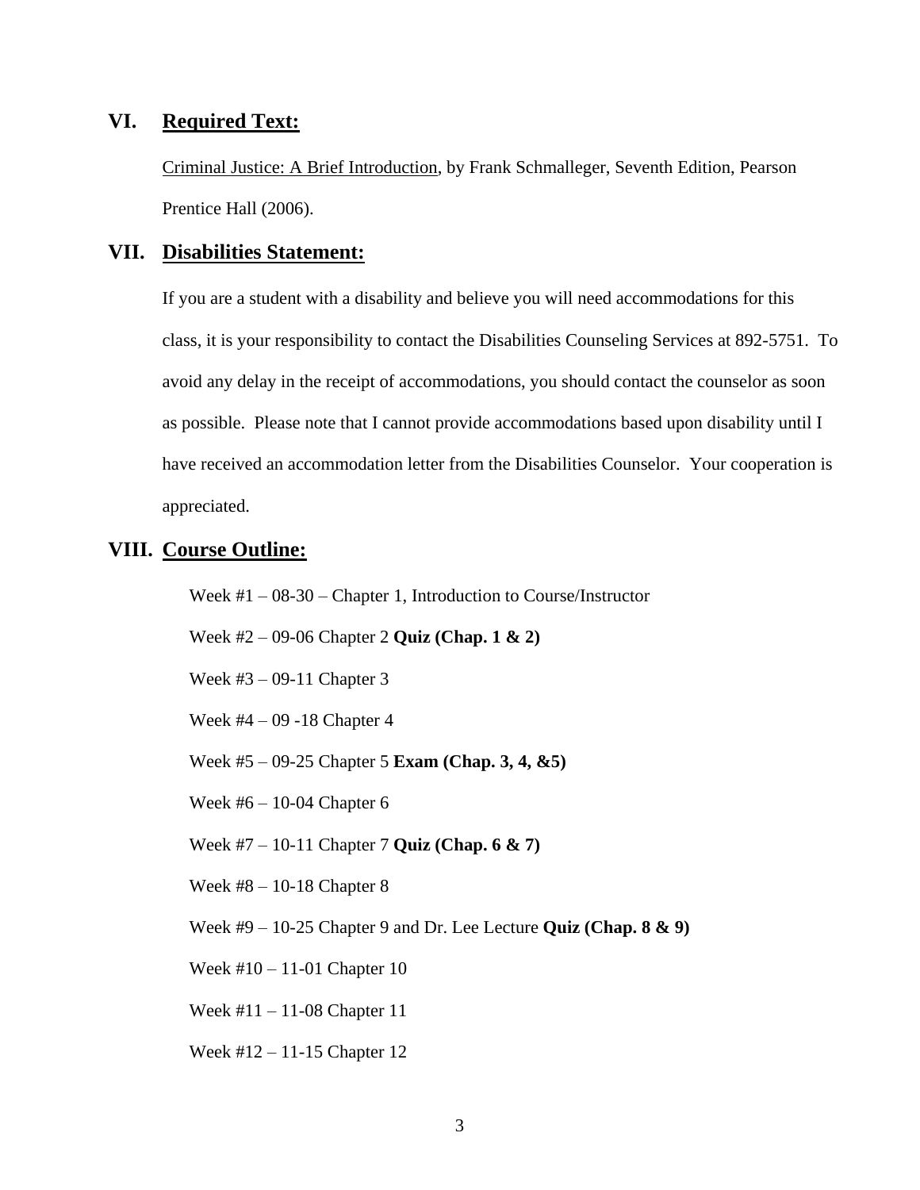## VI. Required Text:

Criminal Justice: A Brief Introduction, by Frank Schmalleger, Seventh Edition, Pearson Prentice Hall (2006).

## VII. Disabilities Statement:

If you are a student with a disability and believe you will need accommodations for this class, it is your responsibility to contact the Disabilities Counseling Services at 892-5751. To avoid any delay in the receipt of accommodations, you should contact the counselor as soon as possible. Please note that I cannot provide accommodations based upon disability until I have received an accommodation letter from the Disabilities Counselor. Your cooperation is appreciated.

## VIII. Course Outline:

Week #1 – 08-30 – Chapter 1, Introduction to Course/Instructor

Week #2 – 09-06 Chapter 2 **Quiz (Chap. 1 & 2)**

Week #3 – 09-11 Chapter 3

Week #4 – 09 -18 Chapter 4

Week #5 – 09-25 Chapter 5 **Exam (Chap. 3, 4, &5)**

Week #6 – 10-04 Chapter 6

Week #7 – 10-11 Chapter 7 **Quiz (Chap. 6 & 7)**

Week #8 – 10-18 Chapter 8

Week #9 – 10-25 Chapter 9 and Dr. Lee Lecture **Quiz (Chap. 8 & 9)**

Week #10 – 11-01 Chapter 10

Week #11 – 11-08 Chapter 11

Week #12 – 11-15 Chapter 12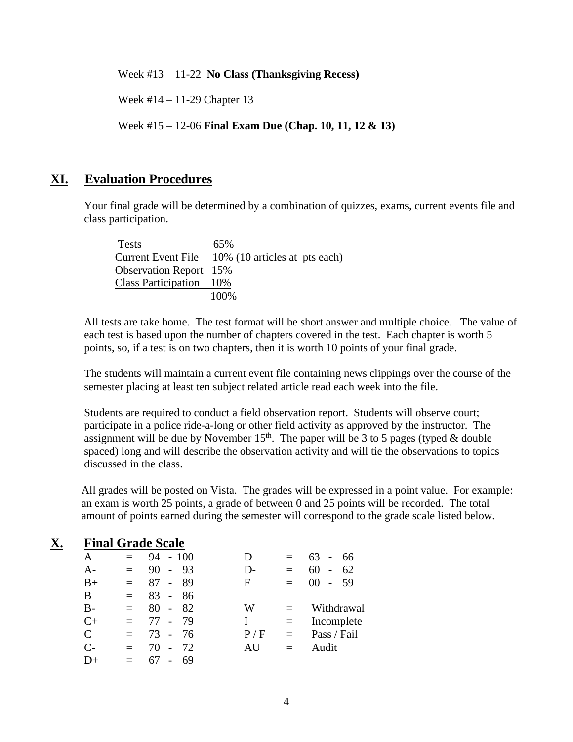Week #13 – 11-22 **No Class (Thanksgiving Recess)**

Week #14 – 11-29 Chapter 13

Week #15 – 12-06 **Final Exam Due (Chap. 10, 11, 12 & 13)**

## XI. Evaluation Procedures

Your final grade will be determined by a combination of quizzes, exams, current events file and class participation.

| | |
|---|---|
| Tests | 65% |
| Current Event File | 10% (10 articles at pts each) |
| Observation Report | 15% |
| Class Participation | 10% |
| | 100% |

All tests are take home. The test format will be short answer and multiple choice. The value of each test is based upon the number of chapters covered in the test. Each chapter is worth 5 points, so, if a test is on two chapters, then it is worth 10 points of your final grade.

The students will maintain a current event file containing news clippings over the course of the semester placing at least ten subject related article read each week into the file.

Students are required to conduct a field observation report. Students will observe court; participate in a police ride-a-long or other field activity as approved by the instructor. The assignment will be due by November 15th. The paper will be 3 to 5 pages (typed & double spaced) long and will describe the observation activity and will tie the observations to topics discussed in the class.

All grades will be posted on Vista. The grades will be expressed in a point value. For example: an exam is worth 25 points, a grade of between 0 and 25 points will be recorded. The total amount of points earned during the semester will correspond to the grade scale listed below.

## X. Final Grade Scale

| Grade | | Range | Grade | | Range |
|---|---|---|---|---|---|
| A | = | 94 - 100 | D | = | 63 - 66 |
| A- | = | 90 - 93 | D- | = | 60 - 62 |
| B+ | = | 87 - 89 | F | = | 00 - 59 |
| B | = | 83 - 86 | | | |
| B- | = | 80 - 82 | W | = | Withdrawal |
| C+ | = | 77 - 79 | I | = | Incomplete |
| C | = | 73 - 76 | P / F | = | Pass / Fail |
| C- | = | 70 - 72 | AU | = | Audit |
| D+ | = | 67 - 69 | | | |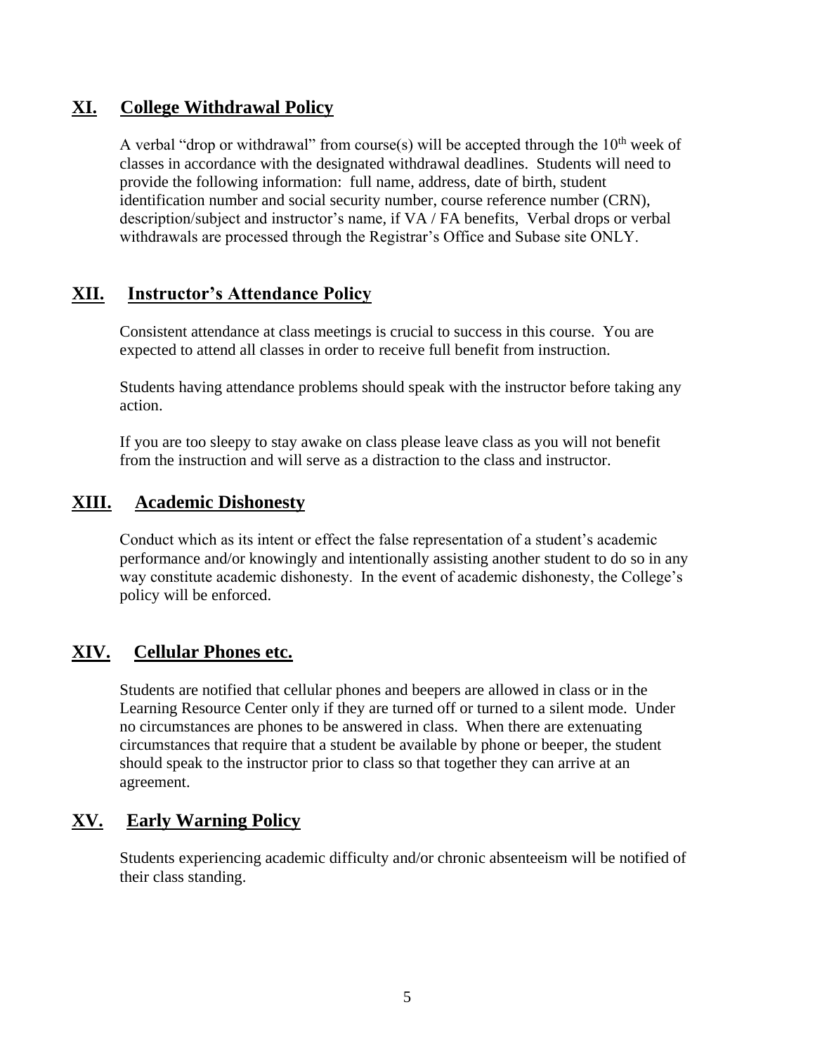## XI. College Withdrawal Policy

A verbal "drop or withdrawal" from course(s) will be accepted through the 10th week of classes in accordance with the designated withdrawal deadlines. Students will need to provide the following information: full name, address, date of birth, student identification number and social security number, course reference number (CRN), description/subject and instructor's name, if VA / FA benefits, Verbal drops or verbal withdrawals are processed through the Registrar's Office and Subase site ONLY.

## XII. Instructor's Attendance Policy

Consistent attendance at class meetings is crucial to success in this course. You are expected to attend all classes in order to receive full benefit from instruction.

Students having attendance problems should speak with the instructor before taking any action.

If you are too sleepy to stay awake on class please leave class as you will not benefit from the instruction and will serve as a distraction to the class and instructor.

## XIII. Academic Dishonesty

Conduct which as its intent or effect the false representation of a student's academic performance and/or knowingly and intentionally assisting another student to do so in any way constitute academic dishonesty. In the event of academic dishonesty, the College's policy will be enforced.

## XIV. Cellular Phones etc.

Students are notified that cellular phones and beepers are allowed in class or in the Learning Resource Center only if they are turned off or turned to a silent mode. Under no circumstances are phones to be answered in class. When there are extenuating circumstances that require that a student be available by phone or beeper, the student should speak to the instructor prior to class so that together they can arrive at an agreement.

## XV. Early Warning Policy

Students experiencing academic difficulty and/or chronic absenteeism will be notified of their class standing.